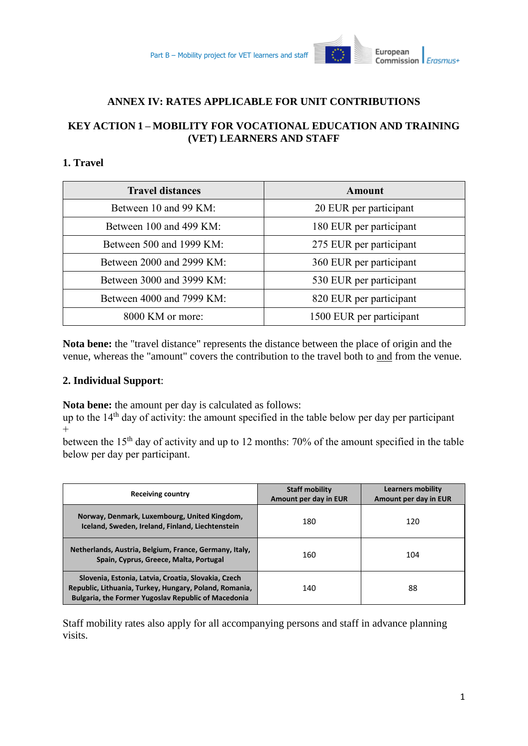## ANNEX IV: RATES APPLICABLE FOR UNIT CONTRIBUTIONS

## KEY ACTION 1 – MOBILITY FOR VOCATIONAL EDUCATION AND TRAINING (VET) LEARNERS AND STAFF

### 1. Travel

| Travel distances | Amount |
|---|---|
| Between 10 and 99 KM: | 20 EUR per participant |
| Between 100 and 499 KM: | 180 EUR per participant |
| Between 500 and 1999 KM: | 275 EUR per participant |
| Between 2000 and 2999 KM: | 360 EUR per participant |
| Between 3000 and 3999 KM: | 530 EUR per participant |
| Between 4000 and 7999 KM: | 820 EUR per participant |
| 8000 KM or more: | 1500 EUR per participant |

**Nota bene:** the "travel distance" represents the distance between the place of origin and the venue, whereas the "amount" covers the contribution to the travel both to and from the venue.

### 2. Individual Support:

**Nota bene:** the amount per day is calculated as follows:
up to the 14th day of activity: the amount specified in the table below per day per participant
+
between the 15th day of activity and up to 12 months: 70% of the amount specified in the table below per day per participant.

| Receiving country | Staff mobility Amount per day in EUR | Learners mobility Amount per day in EUR |
|---|---|---|
| Norway, Denmark, Luxembourg, United Kingdom, Iceland, Sweden, Ireland, Finland, Liechtenstein | 180 | 120 |
| Netherlands, Austria, Belgium, France, Germany, Italy, Spain, Cyprus, Greece, Malta, Portugal | 160 | 104 |
| Slovenia, Estonia, Latvia, Croatia, Slovakia, Czech Republic, Lithuania, Turkey, Hungary, Poland, Romania, Bulgaria, the Former Yugoslav Republic of Macedonia | 140 | 88 |

Staff mobility rates also apply for all accompanying persons and staff in advance planning visits.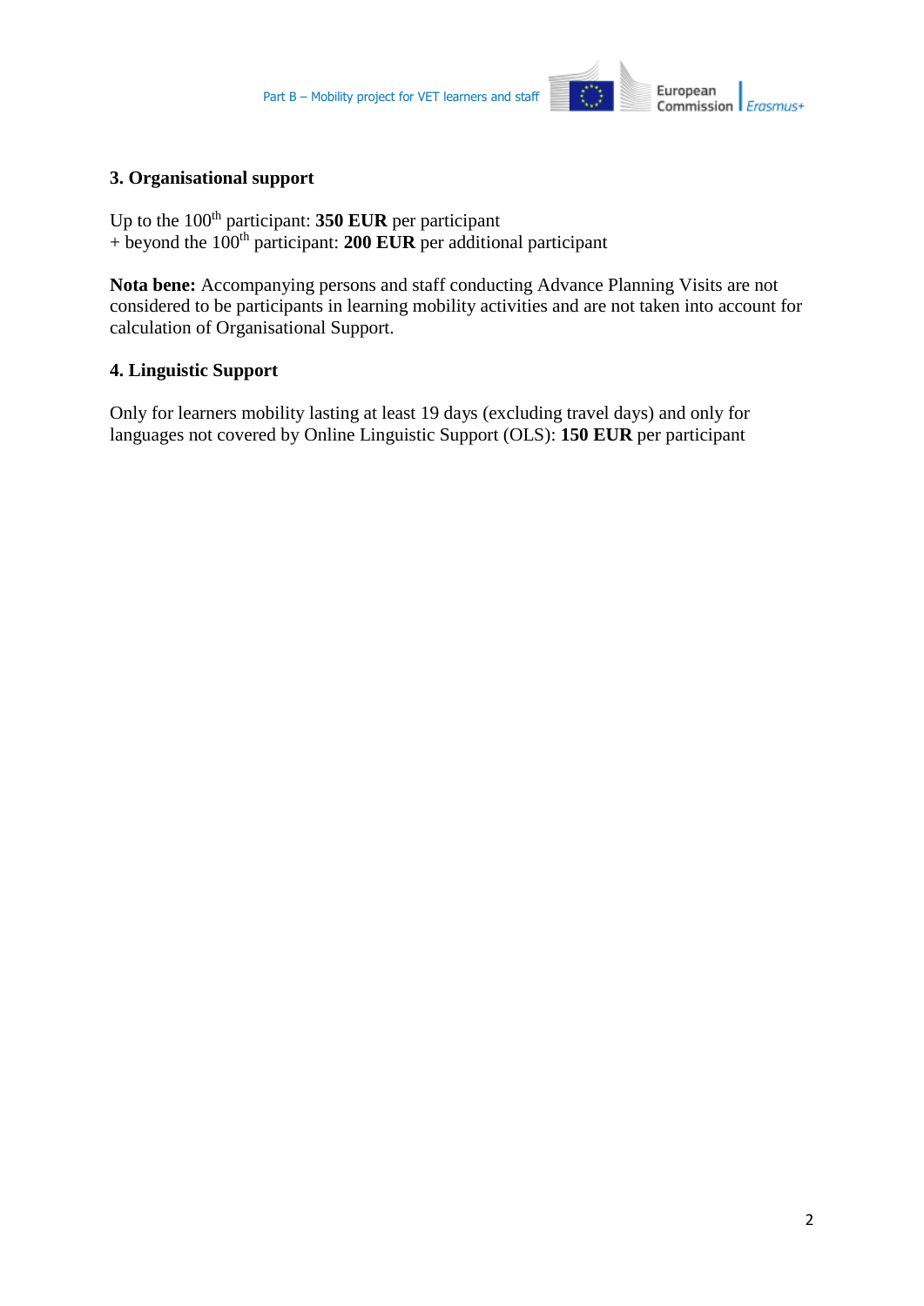### 3. Organisational support

Up to the 100th participant: **350 EUR** per participant
+ beyond the 100th participant: **200 EUR** per additional participant

**Nota bene:** Accompanying persons and staff conducting Advance Planning Visits are not considered to be participants in learning mobility activities and are not taken into account for calculation of Organisational Support.

### 4. Linguistic Support

Only for learners mobility lasting at least 19 days (excluding travel days) and only for languages not covered by Online Linguistic Support (OLS): **150 EUR** per participant